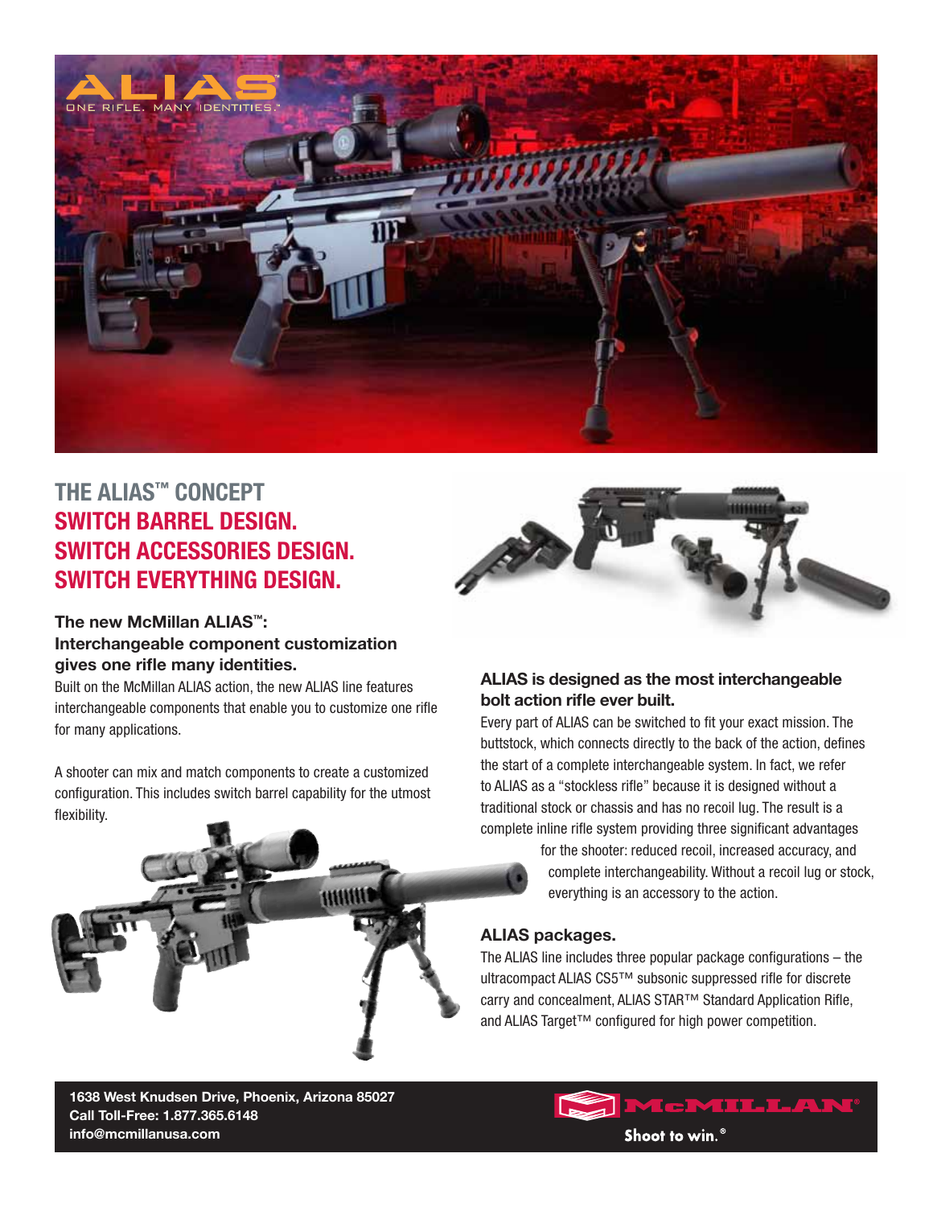ALIAS
ONE RIFLE. MANY IDENTITIES.™

## THE ALIAS™ CONCEPT
## SWITCH BARREL DESIGN.
## SWITCH ACCESSORIES DESIGN.
## SWITCH EVERYTHING DESIGN.

### The new McMillan ALIAS™: Interchangeable component customization gives one rifle many identities.

Built on the McMillan ALIAS action, the new ALIAS line features interchangeable components that enable you to customize one rifle for many applications.

A shooter can mix and match components to create a customized configuration. This includes switch barrel capability for the utmost flexibility.

### ALIAS is designed as the most interchangeable bolt action rifle ever built.

Every part of ALIAS can be switched to fit your exact mission. The buttstock, which connects directly to the back of the action, defines the start of a complete interchangeable system. In fact, we refer to ALIAS as a "stockless rifle" because it is designed without a traditional stock or chassis and has no recoil lug. The result is a complete inline rifle system providing three significant advantages for the shooter: reduced recoil, increased accuracy, and complete interchangeability. Without a recoil lug or stock, everything is an accessory to the action.

### ALIAS packages.

The ALIAS line includes three popular package configurations – the ultracompact ALIAS CS5™ subsonic suppressed rifle for discrete carry and concealment, ALIAS STAR™ Standard Application Rifle, and ALIAS Target™ configured for high power competition.

**1638 West Knudsen Drive, Phoenix, Arizona 85027**
**Call Toll-Free: 1.877.365.6148**
**info@mcmillanusa.com**

McMILLAN®
Shoot to win.®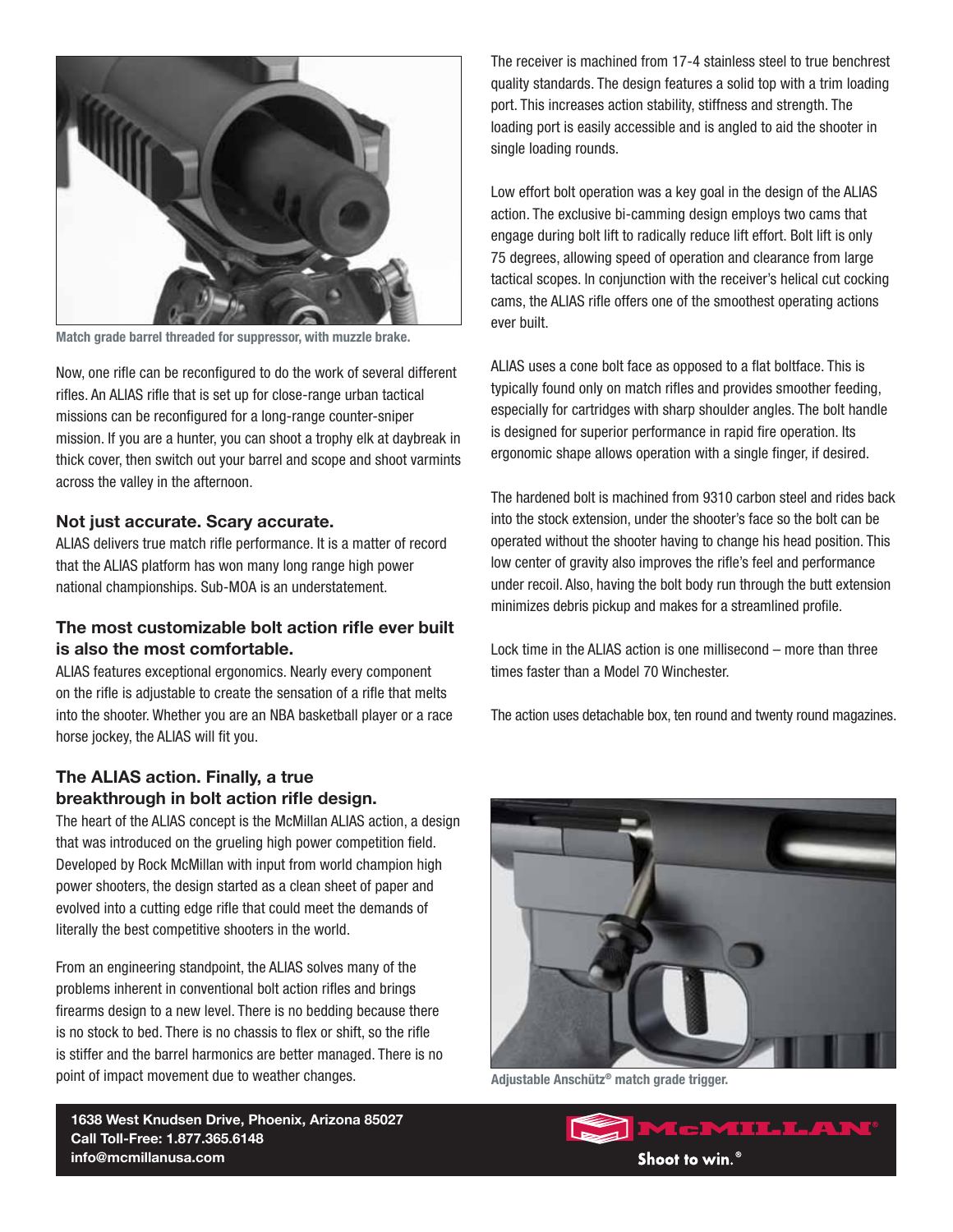Match grade barrel threaded for suppressor, with muzzle brake.

Now, one rifle can be reconfigured to do the work of several different rifles. An ALIAS rifle that is set up for close-range urban tactical missions can be reconfigured for a long-range counter-sniper mission. If you are a hunter, you can shoot a trophy elk at daybreak in thick cover, then switch out your barrel and scope and shoot varmints across the valley in the afternoon.

### Not just accurate. Scary accurate.

ALIAS delivers true match rifle performance. It is a matter of record that the ALIAS platform has won many long range high power national championships. Sub-MOA is an understatement.

### The most customizable bolt action rifle ever built is also the most comfortable.

ALIAS features exceptional ergonomics. Nearly every component on the rifle is adjustable to create the sensation of a rifle that melts into the shooter. Whether you are an NBA basketball player or a race horse jockey, the ALIAS will fit you.

### The ALIAS action. Finally, a true breakthrough in bolt action rifle design.

The heart of the ALIAS concept is the McMillan ALIAS action, a design that was introduced on the grueling high power competition field. Developed by Rock McMillan with input from world champion high power shooters, the design started as a clean sheet of paper and evolved into a cutting edge rifle that could meet the demands of literally the best competitive shooters in the world.

From an engineering standpoint, the ALIAS solves many of the problems inherent in conventional bolt action rifles and brings firearms design to a new level. There is no bedding because there is no stock to bed. There is no chassis to flex or shift, so the rifle is stiffer and the barrel harmonics are better managed. There is no point of impact movement due to weather changes.

The receiver is machined from 17-4 stainless steel to true benchrest quality standards. The design features a solid top with a trim loading port. This increases action stability, stiffness and strength. The loading port is easily accessible and is angled to aid the shooter in single loading rounds.

Low effort bolt operation was a key goal in the design of the ALIAS action. The exclusive bi-camming design employs two cams that engage during bolt lift to radically reduce lift effort. Bolt lift is only 75 degrees, allowing speed of operation and clearance from large tactical scopes. In conjunction with the receiver's helical cut cocking cams, the ALIAS rifle offers one of the smoothest operating actions ever built.

ALIAS uses a cone bolt face as opposed to a flat boltface. This is typically found only on match rifles and provides smoother feeding, especially for cartridges with sharp shoulder angles. The bolt handle is designed for superior performance in rapid fire operation. Its ergonomic shape allows operation with a single finger, if desired.

The hardened bolt is machined from 9310 carbon steel and rides back into the stock extension, under the shooter's face so the bolt can be operated without the shooter having to change his head position. This low center of gravity also improves the rifle's feel and performance under recoil. Also, having the bolt body run through the butt extension minimizes debris pickup and makes for a streamlined profile.

Lock time in the ALIAS action is one millisecond – more than three times faster than a Model 70 Winchester.

The action uses detachable box, ten round and twenty round magazines.

Adjustable Anschütz® match grade trigger.

**1638 West Knudsen Drive, Phoenix, Arizona 85027**
**Call Toll-Free: 1.877.365.6148**
**info@mcmillanusa.com**

McMILLAN®
Shoot to win.®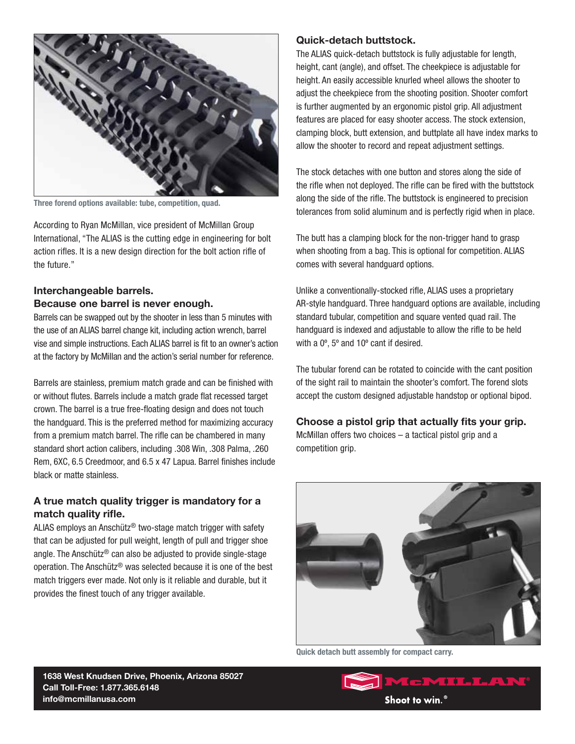Three forend options available: tube, competition, quad.

According to Ryan McMillan, vice president of McMillan Group International, "The ALIAS is the cutting edge in engineering for bolt action rifles. It is a new design direction for the bolt action rifle of the future."

### Interchangeable barrels.
### Because one barrel is never enough.

Barrels can be swapped out by the shooter in less than 5 minutes with the use of an ALIAS barrel change kit, including action wrench, barrel vise and simple instructions. Each ALIAS barrel is fit to an owner's action at the factory by McMillan and the action's serial number for reference.

Barrels are stainless, premium match grade and can be finished with or without flutes. Barrels include a match grade flat recessed target crown. The barrel is a true free-floating design and does not touch the handguard. This is the preferred method for maximizing accuracy from a premium match barrel. The rifle can be chambered in many standard short action calibers, including .308 Win, .308 Palma, .260 Rem, 6XC, 6.5 Creedmoor, and 6.5 x 47 Lapua. Barrel finishes include black or matte stainless.

### A true match quality trigger is mandatory for a match quality rifle.

ALIAS employs an Anschütz® two-stage match trigger with safety that can be adjusted for pull weight, length of pull and trigger shoe angle. The Anschütz® can also be adjusted to provide single-stage operation. The Anschütz® was selected because it is one of the best match triggers ever made. Not only is it reliable and durable, but it provides the finest touch of any trigger available.

### Quick-detach buttstock.

The ALIAS quick-detach buttstock is fully adjustable for length, height, cant (angle), and offset. The cheekpiece is adjustable for height. An easily accessible knurled wheel allows the shooter to adjust the cheekpiece from the shooting position. Shooter comfort is further augmented by an ergonomic pistol grip. All adjustment features are placed for easy shooter access. The stock extension, clamping block, butt extension, and buttplate all have index marks to allow the shooter to record and repeat adjustment settings.

The stock detaches with one button and stores along the side of the rifle when not deployed. The rifle can be fired with the buttstock along the side of the rifle. The buttstock is engineered to precision tolerances from solid aluminum and is perfectly rigid when in place.

The butt has a clamping block for the non-trigger hand to grasp when shooting from a bag. This is optional for competition. ALIAS comes with several handguard options.

Unlike a conventionally-stocked rifle, ALIAS uses a proprietary AR-style handguard. Three handguard options are available, including standard tubular, competition and square vented quad rail. The handguard is indexed and adjustable to allow the rifle to be held with a 0º, 5º and 10º cant if desired.

The tubular forend can be rotated to coincide with the cant position of the sight rail to maintain the shooter's comfort. The forend slots accept the custom designed adjustable handstop or optional bipod.

### Choose a pistol grip that actually fits your grip.

McMillan offers two choices – a tactical pistol grip and a competition grip.

Quick detach butt assembly for compact carry.

**1638 West Knudsen Drive, Phoenix, Arizona 85027**
**Call Toll-Free: 1.877.365.6148**
**info@mcmillanusa.com**

McMILLAN® Shoot to win.®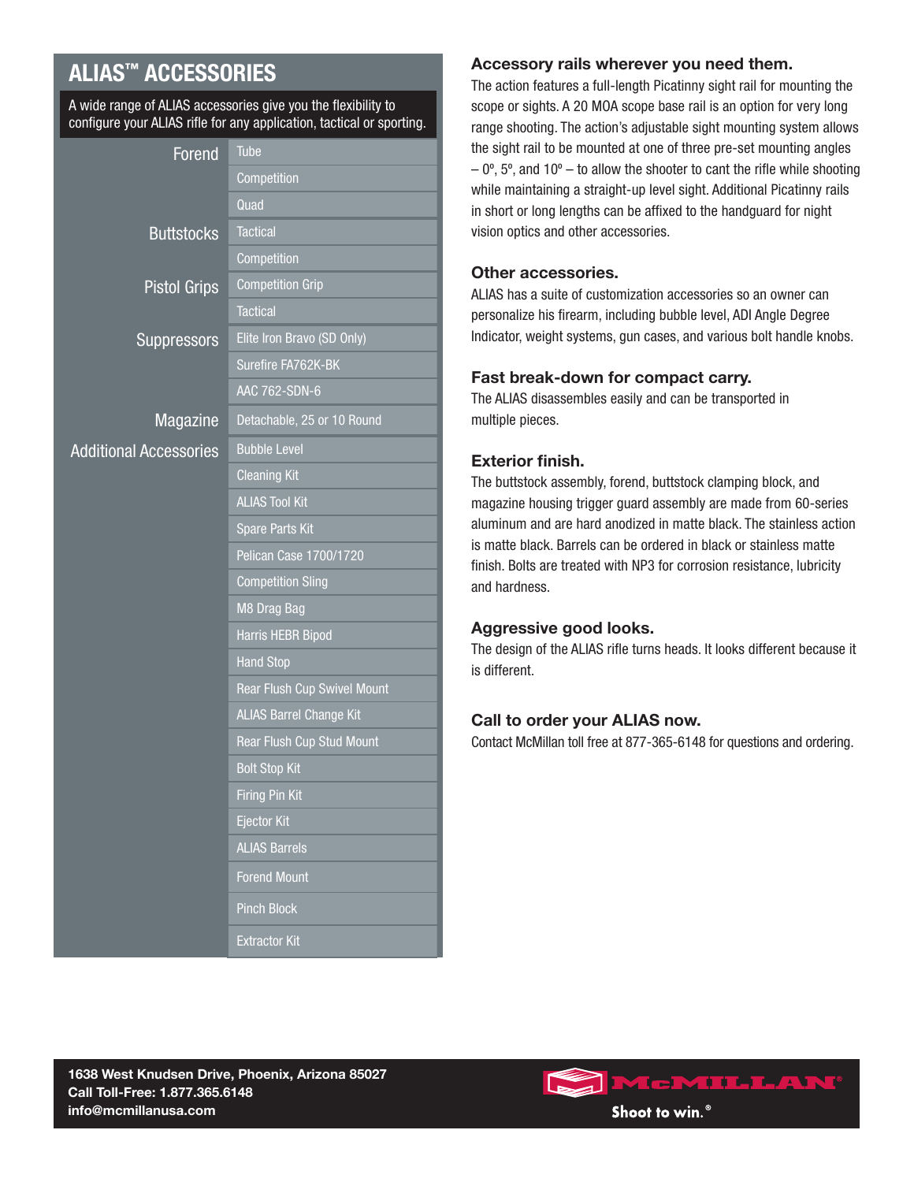## ALIAS™ ACCESSORIES

A wide range of ALIAS accessories give you the flexibility to configure your ALIAS rifle for any application, tactical or sporting.

| | |
|---|---|
| Forend | Tube |
| | Competition |
| | Quad |
| Buttstocks | Tactical |
| | Competition |
| Pistol Grips | Competition Grip |
| | Tactical |
| Suppressors | Elite Iron Bravo (SD Only) |
| | Surefire FA762K-BK |
| | AAC 762-SDN-6 |
| Magazine | Detachable, 25 or 10 Round |
| Additional Accessories | Bubble Level |
| | Cleaning Kit |
| | ALIAS Tool Kit |
| | Spare Parts Kit |
| | Pelican Case 1700/1720 |
| | Competition Sling |
| | M8 Drag Bag |
| | Harris HEBR Bipod |
| | Hand Stop |
| | Rear Flush Cup Swivel Mount |
| | ALIAS Barrel Change Kit |
| | Rear Flush Cup Stud Mount |
| | Bolt Stop Kit |
| | Firing Pin Kit |
| | Ejector Kit |
| | ALIAS Barrels |
| | Forend Mount |
| | Pinch Block |
| | Extractor Kit |

### Accessory rails wherever you need them.

The action features a full-length Picatinny sight rail for mounting the scope or sights. A 20 MOA scope base rail is an option for very long range shooting. The action's adjustable sight mounting system allows the sight rail to be mounted at one of three pre-set mounting angles – 0º, 5º, and 10º – to allow the shooter to cant the rifle while shooting while maintaining a straight-up level sight. Additional Picatinny rails in short or long lengths can be affixed to the handguard for night vision optics and other accessories.

### Other accessories.

ALIAS has a suite of customization accessories so an owner can personalize his firearm, including bubble level, ADI Angle Degree Indicator, weight systems, gun cases, and various bolt handle knobs.

### Fast break-down for compact carry.

The ALIAS disassembles easily and can be transported in multiple pieces.

### Exterior finish.

The buttstock assembly, forend, buttstock clamping block, and magazine housing trigger guard assembly are made from 60-series aluminum and are hard anodized in matte black. The stainless action is matte black. Barrels can be ordered in black or stainless matte finish. Bolts are treated with NP3 for corrosion resistance, lubricity and hardness.

### Aggressive good looks.

The design of the ALIAS rifle turns heads. It looks different because it is different.

### Call to order your ALIAS now.

Contact McMillan toll free at 877-365-6148 for questions and ordering.

**1638 West Knudsen Drive, Phoenix, Arizona 85027**
**Call Toll-Free: 1.877.365.6148**
**info@mcmillanusa.com**

McMILLAN®
Shoot to win.®